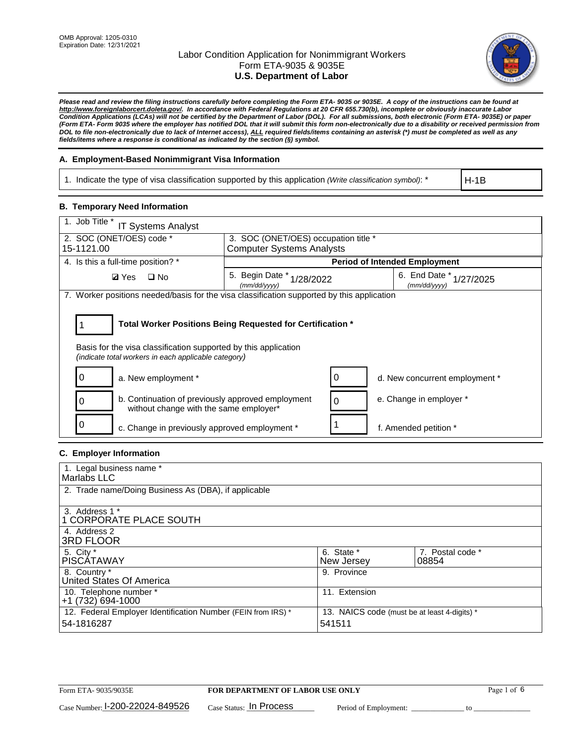OMB Approval: 1205-0310
Expiration Date: 12/31/2021

# Labor Condition Application for Nonimmigrant Workers
# Form ETA-9035 & 9035E
# U.S. Department of Labor

***Please read and review the filing instructions carefully before completing the Form ETA- 9035 or 9035E. A copy of the instructions can be found at http://www.foreignlaborcert.doleta.gov/. In accordance with Federal Regulations at 20 CFR 655.730(b), incomplete or obviously inaccurate Labor Condition Applications (LCAs) will not be certified by the Department of Labor (DOL). For all submissions, both electronic (Form ETA- 9035E) or paper (Form ETA- Form 9035 where the employer has notified DOL that it will submit this form non-electronically due to a disability or received permission from DOL to file non-electronically due to lack of Internet access), ALL required fields/items containing an asterisk (*) must be completed as well as any fields/items where a response is conditional as indicated by the section (§) symbol.***

## A. Employment-Based Nonimmigrant Visa Information

| 1. Indicate the type of visa classification supported by this application *(Write classification symbol)*: * | H-1B |
|---|---|

## B. Temporary Need Information

| 1. Job Title * IT Systems Analyst | | |
|---|---|---|
| 2. SOC (ONET/OES) code * 15-1121.00 | 3. SOC (ONET/OES) occupation title * Computer Systems Analysts | |
| 4. Is this a full-time position? * | **Period of Intended Employment** | |
| ☑ Yes ☐ No | 5. Begin Date * (mm/dd/yyyy) 1/28/2022 | 6. End Date * (mm/dd/yyyy) 1/27/2025 |

7. Worker positions needed/basis for the visa classification supported by this application

| 1 | **Total Worker Positions Being Requested for Certification *** |
|---|---|

Basis for the visa classification supported by this application
*(indicate total workers in each applicable category)*

| | | | |
|---|---|---|---|
| 0 | a. New employment * | 0 | d. New concurrent employment * |
| 0 | b. Continuation of previously approved employment without change with the same employer* | 0 | e. Change in employer * |
| 0 | c. Change in previously approved employment * | 1 | f. Amended petition * |

## C. Employer Information

| | | |
|---|---|---|
| 1. Legal business name * Marlabs LLC | | |
| 2. Trade name/Doing Business As (DBA), if applicable | | |
| 3. Address 1 * 1 CORPORATE PLACE SOUTH | | |
| 4. Address 2 3RD FLOOR | | |
| 5. City * PISCATAWAY | 6. State * New Jersey | 7. Postal code * 08854 |
| 8. Country * United States Of America | 9. Province | |
| 10. Telephone number * +1 (732) 694-1000 | 11. Extension | |
| 12. Federal Employer Identification Number (FEIN from IRS) * 54-1816287 | 13. NAICS code (must be at least 4-digits) * 541511 | |

Form ETA- 9035/9035E | **FOR DEPARTMENT OF LABOR USE ONLY**

Case Number: I-200-22024-849526 Case Status: In Process Period of Employment: _____________ to _______________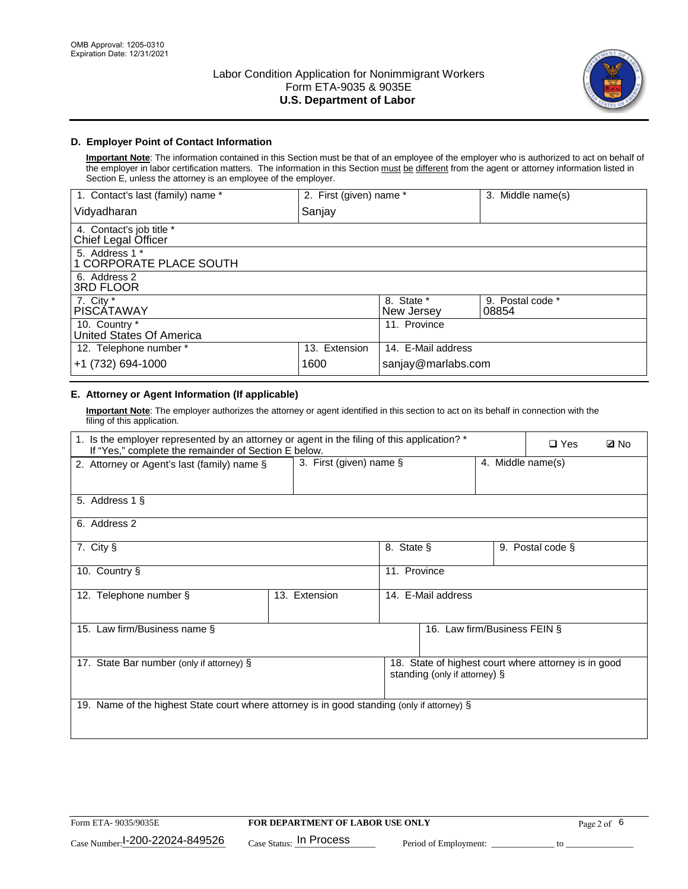OMB Approval: 1205-0310
Expiration Date: 12/31/2021

# Labor Condition Application for Nonimmigrant Workers
Form ETA-9035 & 9035E
**U.S. Department of Labor**

## D. Employer Point of Contact Information

**Important Note**: The information contained in this Section must be that of an employee of the employer who is authorized to act on behalf of the employer in labor certification matters. The information in this Section must be different from the agent or attorney information listed in Section E, unless the attorney is an employee of the employer.

| 1. Contact's last (family) name * | 2. First (given) name * | 3. Middle name(s) |
|---|---|---|
| Vidyadharan | Sanjay | |

| 4. Contact's job title * |
|---|
| Chief Legal Officer |
| 5. Address 1 * |
| 1 CORPORATE PLACE SOUTH |
| 6. Address 2 |
| 3RD FLOOR |

| 7. City * | 8. State * | 9. Postal code * |
|---|---|---|
| PISCATAWAY | New Jersey | 08854 |
| 10. Country * | 11. Province | |
| United States Of America | | |

| 12. Telephone number * | 13. Extension | 14. E-Mail address |
|---|---|---|
| +1 (732) 694-1000 | 1600 | sanjay@marlabs.com |

## E. Attorney or Agent Information (If applicable)

**Important Note**: The employer authorizes the attorney or agent identified in this section to act on its behalf in connection with the filing of this application.

| 1. Is the employer represented by an attorney or agent in the filing of this application? * If "Yes," complete the remainder of Section E below. | ❑ Yes | ☑ No |
|---|---|---|

| 2. Attorney or Agent's last (family) name § | 3. First (given) name § | 4. Middle name(s) |
|---|---|---|
| | | |

| 5. Address 1 § |
|---|
| |
| 6. Address 2 |
| |

| 7. City § | 8. State § | 9. Postal code § |
|---|---|---|
| | | |
| 10. Country § | 11. Province | |
| | | |

| 12. Telephone number § | 13. Extension | 14. E-Mail address |
|---|---|---|
| | | |

| 15. Law firm/Business name § | 16. Law firm/Business FEIN § |
|---|---|
| | |

| 17. State Bar number (only if attorney) § | 18. State of highest court where attorney is in good standing (only if attorney) § |
|---|---|
| | |

| 19. Name of the highest State court where attorney is in good standing (only if attorney) § |
|---|
| |

Form ETA- 9035/9035E | **FOR DEPARTMENT OF LABOR USE ONLY**

Case Number: I-200-22024-849526 Case Status: In Process Period of Employment: ____________ to ______________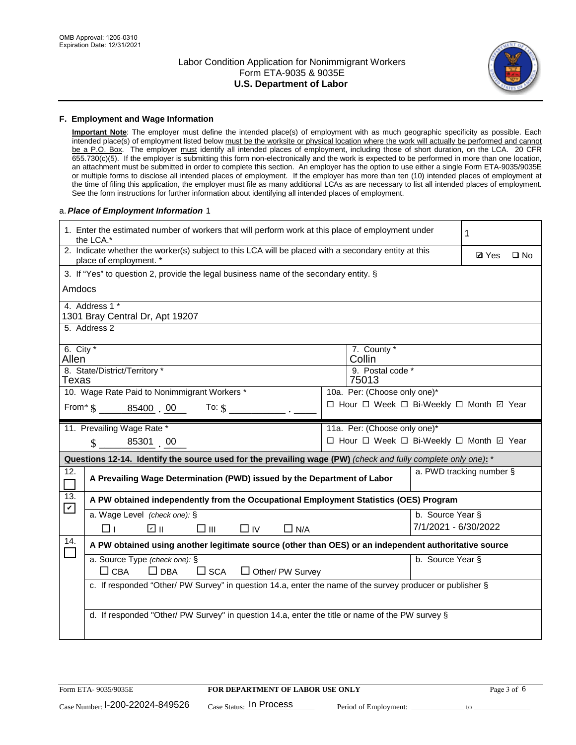## F. Employment and Wage Information

**Important Note**: The employer must define the intended place(s) of employment with as much geographic specificity as possible. Each intended place(s) of employment listed below must be the worksite or physical location where the work will actually be performed and cannot be a P.O. Box. The employer must identify all intended places of employment, including those of short duration, on the LCA. 20 CFR 655.730(c)(5). If the employer is submitting this form non-electronically and the work is expected to be performed in more than one location, an attachment must be submitted in order to complete this section. An employer has the option to use either a single Form ETA-9035/9035E or multiple forms to disclose all intended places of employment. If the employer has more than ten (10) intended places of employment at the time of filing this application, the employer must file as many additional LCAs as are necessary to list all intended places of employment. See the form instructions for further information about identifying all intended places of employment.

a. *Place of Employment Information* 1

| | |
|---|---|
| 1. Enter the estimated number of workers that will perform work at this place of employment under the LCA.* | 1 |
| 2. Indicate whether the worker(s) subject to this LCA will be placed with a secondary entity at this place of employment. * | ☑ Yes ☐ No |
| 3. If "Yes" to question 2, provide the legal business name of the secondary entity. § Amdocs | |
| 4. Address 1 * 1301 Bray Central Dr, Apt 19207 | |
| 5. Address 2 | |
| 6. City * Allen | 7. County * Collin |
| 8. State/District/Territory * Texas | 9. Postal code * 75013 |
| 10. Wage Rate Paid to Nonimmigrant Workers * From* $ 85400 . 00 To: $ ______ . ____ | 10a. Per: (Choose only one)* ☐ Hour ☐ Week ☐ Bi-Weekly ☐ Month ☑ Year |
| 11. Prevailing Wage Rate * $ 85301 . 00 | 11a. Per: (Choose only one)* ☐ Hour ☐ Week ☐ Bi-Weekly ☐ Month ☑ Year |

**Questions 12-14. Identify the source used for the prevailing wage (PW)** *(check and fully complete only one)*: *

| | | |
|---|---|---|
| 12. ☐ | **A Prevailing Wage Determination (PWD) issued by the Department of Labor** | a. PWD tracking number § |
| 13. ☑ | **A PW obtained independently from the Occupational Employment Statistics (OES) Program** | |
| | a. Wage Level *(check one)*: § ☐ I ☑ II ☐ III ☐ IV ☐ N/A | b. Source Year § 7/1/2021 - 6/30/2022 |
| 14. ☐ | **A PW obtained using another legitimate source (other than OES) or an independent authoritative source** | |
| | a. Source Type *(check one)*: § ☐ CBA ☐ DBA ☐ SCA ☐ Other/ PW Survey | b. Source Year § |
| | c. If responded "Other/ PW Survey" in question 14.a, enter the name of the survey producer or publisher § | |
| | d. If responded "Other/ PW Survey" in question 14.a, enter the title or name of the PW survey § | |

Form ETA- 9035/9035E | **FOR DEPARTMENT OF LABOR USE ONLY**

Case Number: I-200-22024-849526 Case Status: In Process Period of Employment: ____________ to ____________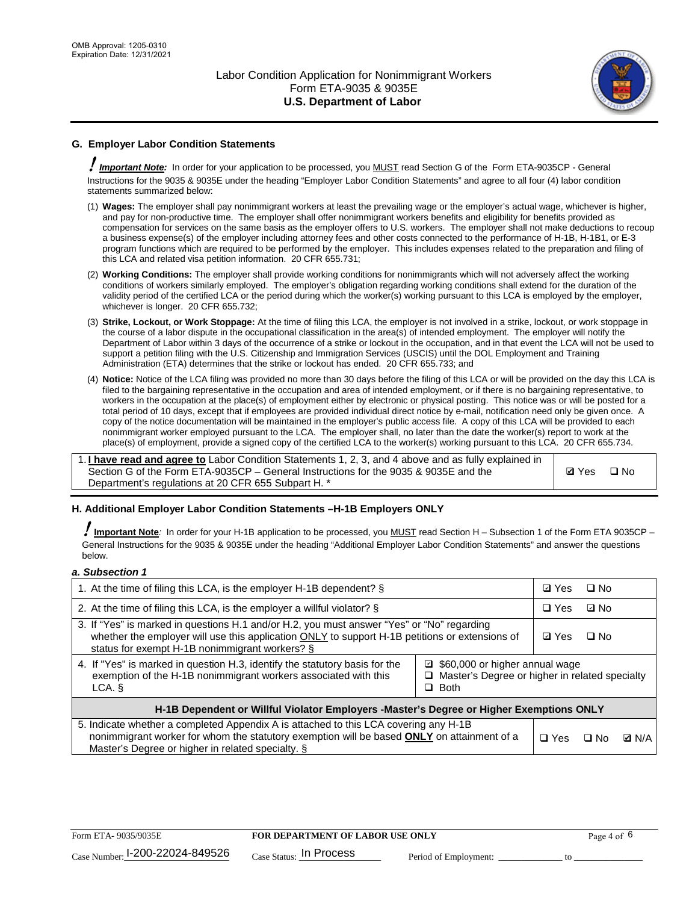## G. Employer Labor Condition Statements

! ***Important Note:*** In order for your application to be processed, you MUST read Section G of the Form ETA-9035CP - General Instructions for the 9035 & 9035E under the heading "Employer Labor Condition Statements" and agree to all four (4) labor condition statements summarized below:

(1) **Wages:** The employer shall pay nonimmigrant workers at least the prevailing wage or the employer's actual wage, whichever is higher, and pay for non-productive time. The employer shall offer nonimmigrant workers benefits and eligibility for benefits provided as compensation for services on the same basis as the employer offers to U.S. workers. The employer shall not make deductions to recoup a business expense(s) of the employer including attorney fees and other costs connected to the performance of H-1B, H-1B1, or E-3 program functions which are required to be performed by the employer. This includes expenses related to the preparation and filing of this LCA and related visa petition information. 20 CFR 655.731;

(2) **Working Conditions:** The employer shall provide working conditions for nonimmigrants which will not adversely affect the working conditions of workers similarly employed. The employer's obligation regarding working conditions shall extend for the duration of the validity period of the certified LCA or the period during which the worker(s) working pursuant to this LCA is employed by the employer, whichever is longer. 20 CFR 655.732;

(3) **Strike, Lockout, or Work Stoppage:** At the time of filing this LCA, the employer is not involved in a strike, lockout, or work stoppage in the course of a labor dispute in the occupational classification in the area(s) of intended employment. The employer will notify the Department of Labor within 3 days of the occurrence of a strike or lockout in the occupation, and in that event the LCA will not be used to support a petition filing with the U.S. Citizenship and Immigration Services (USCIS) until the DOL Employment and Training Administration (ETA) determines that the strike or lockout has ended. 20 CFR 655.733; and

(4) **Notice:** Notice of the LCA filing was provided no more than 30 days before the filing of this LCA or will be provided on the day this LCA is filed to the bargaining representative in the occupation and area of intended employment, or if there is no bargaining representative, to workers in the occupation at the place(s) of employment either by electronic or physical posting. This notice was or will be posted for a total period of 10 days, except that if employees are provided individual direct notice by e-mail, notification need only be given once. A copy of the notice documentation will be maintained in the employer's public access file. A copy of this LCA will be provided to each nonimmigrant worker employed pursuant to the LCA. The employer shall, no later than the date the worker(s) report to work at the place(s) of employment, provide a signed copy of the certified LCA to the worker(s) working pursuant to this LCA. 20 CFR 655.734.

| | |
|---|---|
| 1. **I have read and agree to** Labor Condition Statements 1, 2, 3, and 4 above and as fully explained in Section G of the Form ETA-9035CP – General Instructions for the 9035 & 9035E and the Department's regulations at 20 CFR 655 Subpart H. * | ☑ Yes ☐ No |

## H. Additional Employer Labor Condition Statements –H-1B Employers ONLY

! **Important Note**: In order for your H-1B application to be processed, you MUST read Section H – Subsection 1 of the Form ETA 9035CP – General Instructions for the 9035 & 9035E under the heading "Additional Employer Labor Condition Statements" and answer the questions below.

### *a. Subsection 1*

| | | |
|---|---|---|
| 1. At the time of filing this LCA, is the employer H-1B dependent? § | | ☑ Yes ☐ No |
| 2. At the time of filing this LCA, is the employer a willful violator? § | | ☐ Yes ☑ No |
| 3. If "Yes" is marked in questions H.1 and/or H.2, you must answer "Yes" or "No" regarding whether the employer will use this application ONLY to support H-1B petitions or extensions of status for exempt H-1B nonimmigrant workers? § | | ☑ Yes ☐ No |
| 4. If "Yes" is marked in question H.3, identify the statutory basis for the exemption of the H-1B nonimmigrant workers associated with this LCA. § | ☑ $60,000 or higher annual wage<br>☐ Master's Degree or higher in related specialty<br>☐ Both | |
| **H-1B Dependent or Willful Violator Employers -Master's Degree or Higher Exemptions ONLY** | | |
| 5. Indicate whether a completed Appendix A is attached to this LCA covering any H-1B nonimmigrant worker for whom the statutory exemption will be based **ONLY** on attainment of a Master's Degree or higher in related specialty. § | | ☐ Yes ☐ No ☑ N/A |

Form ETA- 9035/9035E | **FOR DEPARTMENT OF LABOR USE ONLY**

Case Number: I-200-22024-849526 Case Status: In Process Period of Employment: _____________ to _____________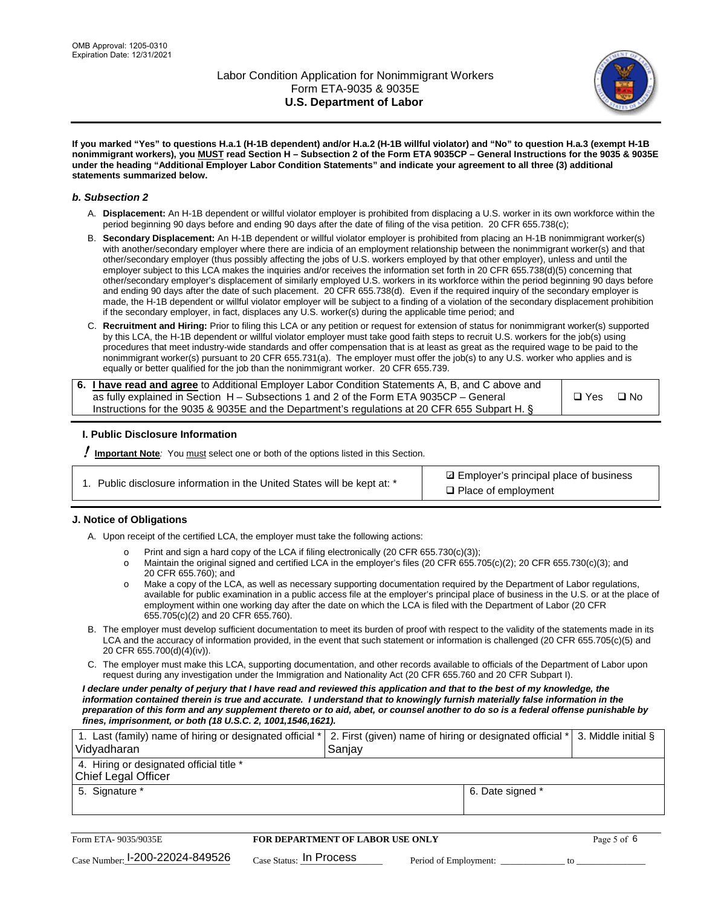**If you marked "Yes" to questions H.a.1 (H-1B dependent) and/or H.a.2 (H-1B willful violator) and "No" to question H.a.3 (exempt H-1B nonimmigrant workers), you MUST read Section H – Subsection 2 of the Form ETA 9035CP – General Instructions for the 9035 & 9035E under the heading "Additional Employer Labor Condition Statements" and indicate your agreement to all three (3) additional statements summarized below.**

### *b. Subsection 2*

A. **Displacement:** An H-1B dependent or willful violator employer is prohibited from displacing a U.S. worker in its own workforce within the period beginning 90 days before and ending 90 days after the date of filing of the visa petition. 20 CFR 655.738(c);

B. **Secondary Displacement:** An H-1B dependent or willful violator employer is prohibited from placing an H-1B nonimmigrant worker(s) with another/secondary employer where there are indicia of an employment relationship between the nonimmigrant worker(s) and that other/secondary employer (thus possibly affecting the jobs of U.S. workers employed by that other employer), unless and until the employer subject to this LCA makes the inquiries and/or receives the information set forth in 20 CFR 655.738(d)(5) concerning that other/secondary employer's displacement of similarly employed U.S. workers in its workforce within the period beginning 90 days before and ending 90 days after the date of such placement. 20 CFR 655.738(d). Even if the required inquiry of the secondary employer is made, the H-1B dependent or willful violator employer will be subject to a finding of a violation of the secondary displacement prohibition if the secondary employer, in fact, displaces any U.S. worker(s) during the applicable time period; and

C. **Recruitment and Hiring:** Prior to filing this LCA or any petition or request for extension of status for nonimmigrant worker(s) supported by this LCA, the H-1B dependent or willful violator employer must take good faith steps to recruit U.S. workers for the job(s) using procedures that meet industry-wide standards and offer compensation that is at least as great as the required wage to be paid to the nonimmigrant worker(s) pursuant to 20 CFR 655.731(a). The employer must offer the job(s) to any U.S. worker who applies and is equally or better qualified for the job than the nonimmigrant worker. 20 CFR 655.739.

| 6. **I have read and agree** to Additional Employer Labor Condition Statements A, B, and C above and as fully explained in Section H – Subsections 1 and 2 of the Form ETA 9035CP – General Instructions for the 9035 & 9035E and the Department's regulations at 20 CFR 655 Subpart H. § | ❑ Yes ❑ No |
|---|---|

### I. Public Disclosure Information

**! Important Note**: You must select one or both of the options listed in this Section.

| 1. Public disclosure information in the United States will be kept at: * | ☑ Employer's principal place of business<br>❑ Place of employment |
|---|---|

### J. Notice of Obligations

A. Upon receipt of the certified LCA, the employer must take the following actions:

- o Print and sign a hard copy of the LCA if filing electronically (20 CFR 655.730(c)(3));
- o Maintain the original signed and certified LCA in the employer's files (20 CFR 655.705(c)(2); 20 CFR 655.730(c)(3); and 20 CFR 655.760); and
- o Make a copy of the LCA, as well as necessary supporting documentation required by the Department of Labor regulations, available for public examination in a public access file at the employer's principal place of business in the U.S. or at the place of employment within one working day after the date on which the LCA is filed with the Department of Labor (20 CFR 655.705(c)(2) and 20 CFR 655.760).

B. The employer must develop sufficient documentation to meet its burden of proof with respect to the validity of the statements made in its LCA and the accuracy of information provided, in the event that such statement or information is challenged (20 CFR 655.705(c)(5) and 20 CFR 655.700(d)(4)(iv)).

C. The employer must make this LCA, supporting documentation, and other records available to officials of the Department of Labor upon request during any investigation under the Immigration and Nationality Act (20 CFR 655.760 and 20 CFR Subpart I).

***I declare under penalty of perjury that I have read and reviewed this application and that to the best of my knowledge, the information contained therein is true and accurate. I understand that to knowingly furnish materially false information in the preparation of this form and any supplement thereto or to aid, abet, or counsel another to do so is a federal offense punishable by fines, imprisonment, or both (18 U.S.C. 2, 1001,1546,1621).***

| 1. Last (family) name of hiring or designated official * Vidyadharan | 2. First (given) name of hiring or designated official * Sanjay | 3. Middle initial § |
|---|---|---|
| 4. Hiring or designated official title * Chief Legal Officer | | |
| 5. Signature * | 6. Date signed * | |

| Form ETA- 9035/9035E | FOR DEPARTMENT OF LABOR USE ONLY | |
|---|---|---|
| Case Number: I-200-22024-849526 | Case Status: In Process | Period of Employment: ____________ to ____________ |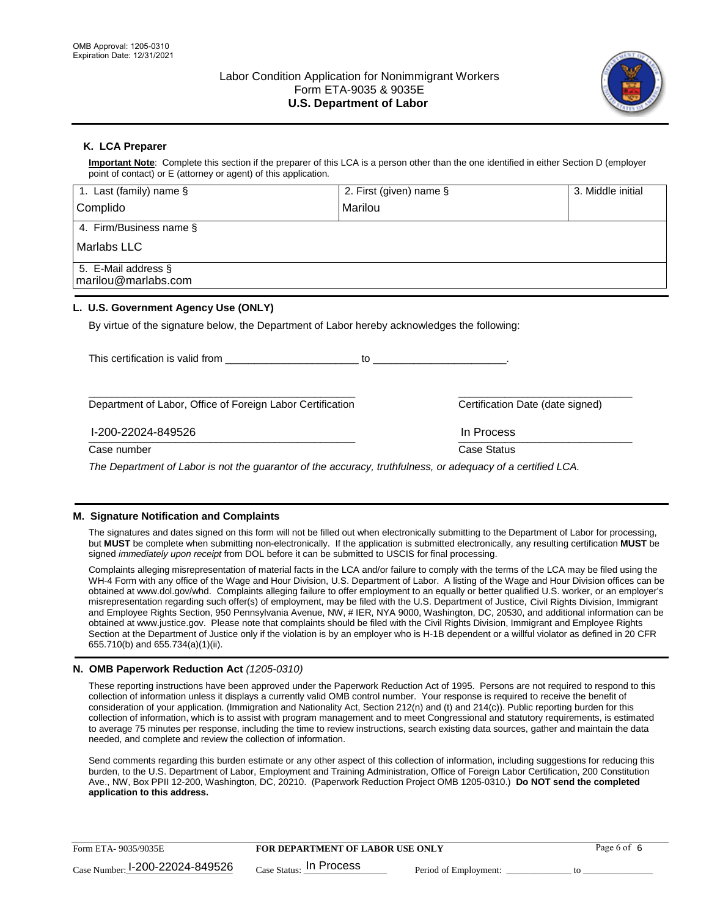OMB Approval: 1205-0310
Expiration Date: 12/31/2021

# Labor Condition Application for Nonimmigrant Workers
## Form ETA-9035 & 9035E
## U.S. Department of Labor

### K. LCA Preparer

**Important Note**: Complete this section if the preparer of this LCA is a person other than the one identified in either Section D (employer point of contact) or E (attorney or agent) of this application.

| 1. Last (family) name § | 2. First (given) name § | 3. Middle initial |
|---|---|---|
| Complido | Marilou | |
| 4. Firm/Business name § | | |
| Marlabs LLC | | |
| 5. E-Mail address § | | |
| marilou@marlabs.com | | |

### L. U.S. Government Agency Use (ONLY)

By virtue of the signature below, the Department of Labor hereby acknowledges the following:

This certification is valid from ______________________ to ______________________.

______________________________________________ Department of Labor, Office of Foreign Labor Certification

______________________________ Certification Date (date signed)

I-200-22024-849526
Case number

In Process
Case Status

*The Department of Labor is not the guarantor of the accuracy, truthfulness, or adequacy of a certified LCA.*

### M. Signature Notification and Complaints

The signatures and dates signed on this form will not be filled out when electronically submitting to the Department of Labor for processing, but **MUST** be complete when submitting non-electronically. If the application is submitted electronically, any resulting certification **MUST** be signed *immediately upon receipt* from DOL before it can be submitted to USCIS for final processing.

Complaints alleging misrepresentation of material facts in the LCA and/or failure to comply with the terms of the LCA may be filed using the WH-4 Form with any office of the Wage and Hour Division, U.S. Department of Labor. A listing of the Wage and Hour Division offices can be obtained at www.dol.gov/whd. Complaints alleging failure to offer employment to an equally or better qualified U.S. worker, or an employer's misrepresentation regarding such offer(s) of employment, may be filed with the U.S. Department of Justice, Civil Rights Division, Immigrant and Employee Rights Section, 950 Pennsylvania Avenue, NW, # IER, NYA 9000, Washington, DC, 20530, and additional information can be obtained at www.justice.gov. Please note that complaints should be filed with the Civil Rights Division, Immigrant and Employee Rights Section at the Department of Justice only if the violation is by an employer who is H-1B dependent or a willful violator as defined in 20 CFR 655.710(b) and 655.734(a)(1)(ii).

### N. OMB Paperwork Reduction Act *(1205-0310)*

These reporting instructions have been approved under the Paperwork Reduction Act of 1995. Persons are not required to respond to this collection of information unless it displays a currently valid OMB control number. Your response is required to receive the benefit of consideration of your application. (Immigration and Nationality Act, Section 212(n) and (t) and 214(c)). Public reporting burden for this collection of information, which is to assist with program management and to meet Congressional and statutory requirements, is estimated to average 75 minutes per response, including the time to review instructions, search existing data sources, gather and maintain the data needed, and complete and review the collection of information.

Send comments regarding this burden estimate or any other aspect of this collection of information, including suggestions for reducing this burden, to the U.S. Department of Labor, Employment and Training Administration, Office of Foreign Labor Certification, 200 Constitution Ave., NW, Box PPII 12-200, Washington, DC, 20210. (Paperwork Reduction Project OMB 1205-0310.) **Do NOT send the completed application to this address.**

Form ETA- 9035/9035E | **FOR DEPARTMENT OF LABOR USE ONLY**

Case Number: I-200-22024-849526 Case Status: In Process Period of Employment: ____________ to ____________